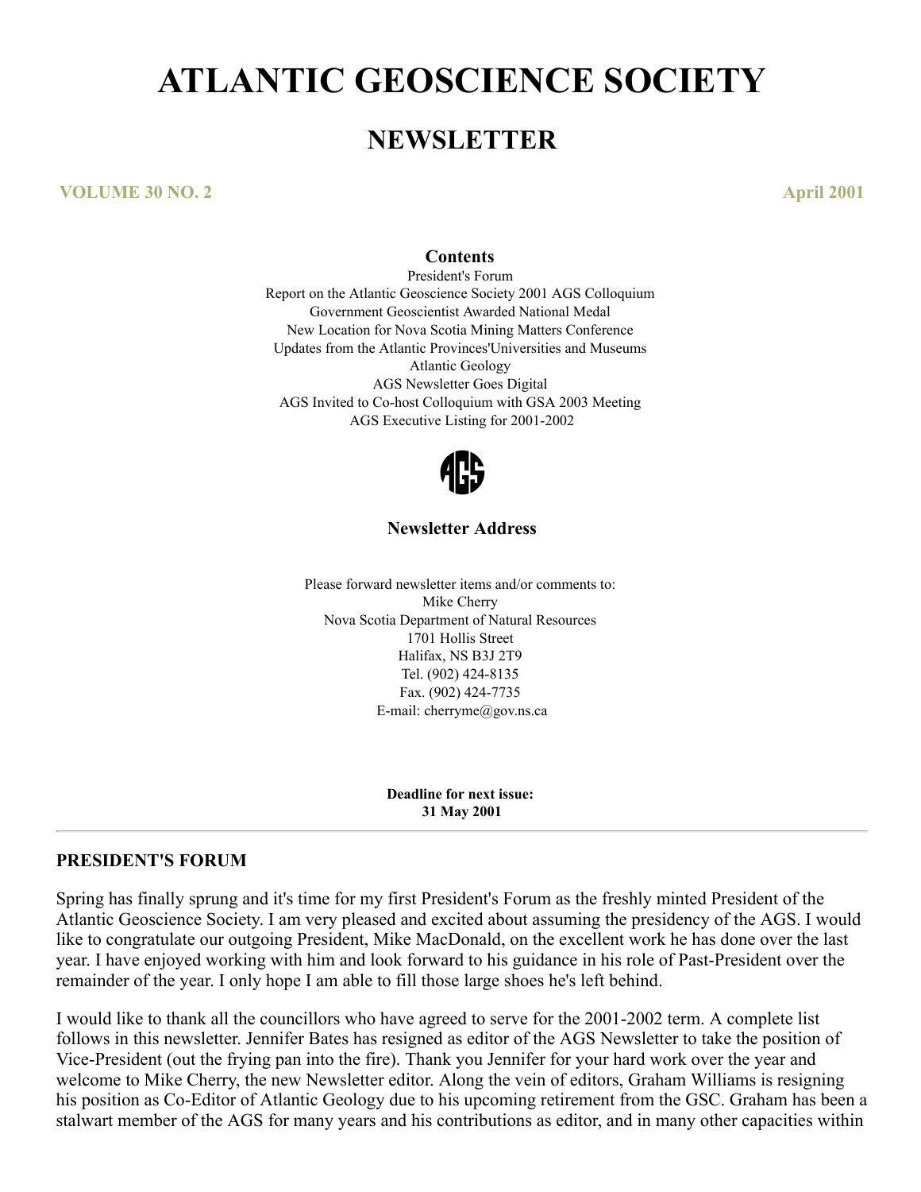# ATLANTIC GEOSCIENCE SOCIETY

## NEWSLETTER

**VOLUME 30 NO. 2** **April 2001**

### Contents

President's Forum
Report on the Atlantic Geoscience Society 2001 AGS Colloquium
Government Geoscientist Awarded National Medal
New Location for Nova Scotia Mining Matters Conference
Updates from the Atlantic Provinces'Universities and Museums
Atlantic Geology
AGS Newsletter Goes Digital
AGS Invited to Co-host Colloquium with GSA 2003 Meeting
AGS Executive Listing for 2001-2002

### Newsletter Address

Please forward newsletter items and/or comments to:
Mike Cherry
Nova Scotia Department of Natural Resources
1701 Hollis Street
Halifax, NS B3J 2T9
Tel. (902) 424-8135
Fax. (902) 424-7735
E-mail: cherryme@gov.ns.ca

**Deadline for next issue:**
**31 May 2001**

---

### PRESIDENT'S FORUM

Spring has finally sprung and it's time for my first President's Forum as the freshly minted President of the Atlantic Geoscience Society. I am very pleased and excited about assuming the presidency of the AGS. I would like to congratulate our outgoing President, Mike MacDonald, on the excellent work he has done over the last year. I have enjoyed working with him and look forward to his guidance in his role of Past-President over the remainder of the year. I only hope I am able to fill those large shoes he's left behind.

I would like to thank all the councillors who have agreed to serve for the 2001-2002 term. A complete list follows in this newsletter. Jennifer Bates has resigned as editor of the AGS Newsletter to take the position of Vice-President (out the frying pan into the fire). Thank you Jennifer for your hard work over the year and welcome to Mike Cherry, the new Newsletter editor. Along the vein of editors, Graham Williams is resigning his position as Co-Editor of Atlantic Geology due to his upcoming retirement from the GSC. Graham has been a stalwart member of the AGS for many years and his contributions as editor, and in many other capacities within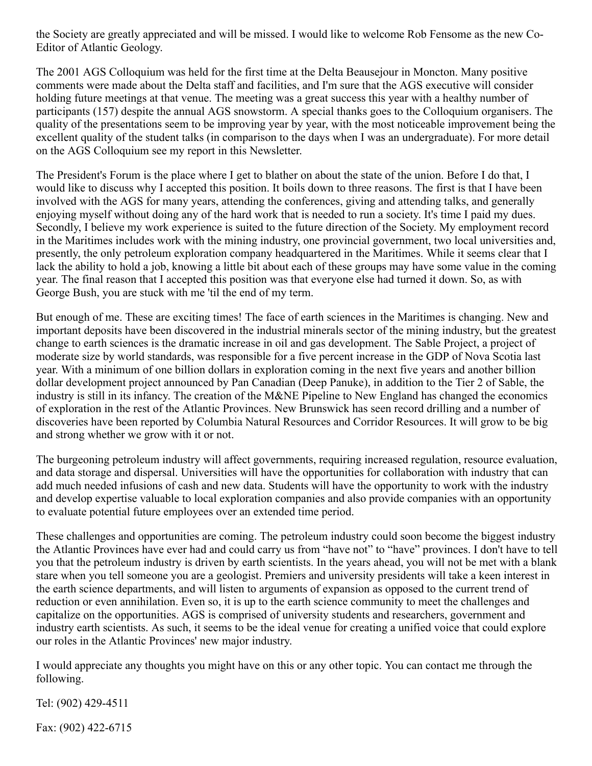the Society are greatly appreciated and will be missed. I would like to welcome Rob Fensome as the new Co-Editor of Atlantic Geology.

The 2001 AGS Colloquium was held for the first time at the Delta Beausejour in Moncton. Many positive comments were made about the Delta staff and facilities, and I'm sure that the AGS executive will consider holding future meetings at that venue. The meeting was a great success this year with a healthy number of participants (157) despite the annual AGS snowstorm. A special thanks goes to the Colloquium organisers. The quality of the presentations seem to be improving year by year, with the most noticeable improvement being the excellent quality of the student talks (in comparison to the days when I was an undergraduate). For more detail on the AGS Colloquium see my report in this Newsletter.

The President's Forum is the place where I get to blather on about the state of the union. Before I do that, I would like to discuss why I accepted this position. It boils down to three reasons. The first is that I have been involved with the AGS for many years, attending the conferences, giving and attending talks, and generally enjoying myself without doing any of the hard work that is needed to run a society. It's time I paid my dues. Secondly, I believe my work experience is suited to the future direction of the Society. My employment record in the Maritimes includes work with the mining industry, one provincial government, two local universities and, presently, the only petroleum exploration company headquartered in the Maritimes. While it seems clear that I lack the ability to hold a job, knowing a little bit about each of these groups may have some value in the coming year. The final reason that I accepted this position was that everyone else had turned it down. So, as with George Bush, you are stuck with me 'til the end of my term.

But enough of me. These are exciting times! The face of earth sciences in the Maritimes is changing. New and important deposits have been discovered in the industrial minerals sector of the mining industry, but the greatest change to earth sciences is the dramatic increase in oil and gas development. The Sable Project, a project of moderate size by world standards, was responsible for a five percent increase in the GDP of Nova Scotia last year. With a minimum of one billion dollars in exploration coming in the next five years and another billion dollar development project announced by Pan Canadian (Deep Panuke), in addition to the Tier 2 of Sable, the industry is still in its infancy. The creation of the M&NE Pipeline to New England has changed the economics of exploration in the rest of the Atlantic Provinces. New Brunswick has seen record drilling and a number of discoveries have been reported by Columbia Natural Resources and Corridor Resources. It will grow to be big and strong whether we grow with it or not.

The burgeoning petroleum industry will affect governments, requiring increased regulation, resource evaluation, and data storage and dispersal. Universities will have the opportunities for collaboration with industry that can add much needed infusions of cash and new data. Students will have the opportunity to work with the industry and develop expertise valuable to local exploration companies and also provide companies with an opportunity to evaluate potential future employees over an extended time period.

These challenges and opportunities are coming. The petroleum industry could soon become the biggest industry the Atlantic Provinces have ever had and could carry us from "have not" to "have" provinces. I don't have to tell you that the petroleum industry is driven by earth scientists. In the years ahead, you will not be met with a blank stare when you tell someone you are a geologist. Premiers and university presidents will take a keen interest in the earth science departments, and will listen to arguments of expansion as opposed to the current trend of reduction or even annihilation. Even so, it is up to the earth science community to meet the challenges and capitalize on the opportunities. AGS is comprised of university students and researchers, government and industry earth scientists. As such, it seems to be the ideal venue for creating a unified voice that could explore our roles in the Atlantic Provinces' new major industry.

I would appreciate any thoughts you might have on this or any other topic. You can contact me through the following.

Tel: (902) 429-4511

Fax: (902) 422-6715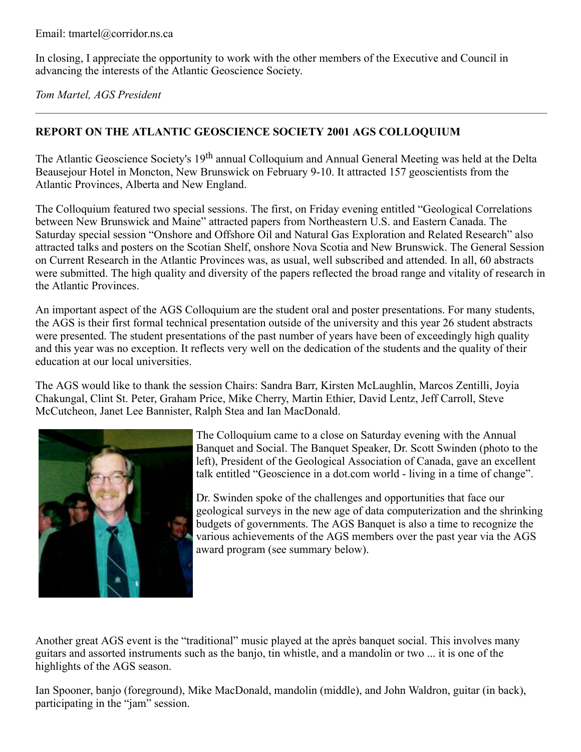Email: tmartel@corridor.ns.ca

In closing, I appreciate the opportunity to work with the other members of the Executive and Council in advancing the interests of the Atlantic Geoscience Society.

*Tom Martel, AGS President*

---

## REPORT ON THE ATLANTIC GEOSCIENCE SOCIETY 2001 AGS COLLOQUIUM

The Atlantic Geoscience Society's 19th annual Colloquium and Annual General Meeting was held at the Delta Beausejour Hotel in Moncton, New Brunswick on February 9-10. It attracted 157 geoscientists from the Atlantic Provinces, Alberta and New England.

The Colloquium featured two special sessions. The first, on Friday evening entitled "Geological Correlations between New Brunswick and Maine" attracted papers from Northeastern U.S. and Eastern Canada. The Saturday special session "Onshore and Offshore Oil and Natural Gas Exploration and Related Research" also attracted talks and posters on the Scotian Shelf, onshore Nova Scotia and New Brunswick. The General Session on Current Research in the Atlantic Provinces was, as usual, well subscribed and attended. In all, 60 abstracts were submitted. The high quality and diversity of the papers reflected the broad range and vitality of research in the Atlantic Provinces.

An important aspect of the AGS Colloquium are the student oral and poster presentations. For many students, the AGS is their first formal technical presentation outside of the university and this year 26 student abstracts were presented. The student presentations of the past number of years have been of exceedingly high quality and this year was no exception. It reflects very well on the dedication of the students and the quality of their education at our local universities.

The AGS would like to thank the session Chairs: Sandra Barr, Kirsten McLaughlin, Marcos Zentilli, Joyia Chakungal, Clint St. Peter, Graham Price, Mike Cherry, Martin Ethier, David Lentz, Jeff Carroll, Steve McCutcheon, Janet Lee Bannister, Ralph Stea and Ian MacDonald.

The Colloquium came to a close on Saturday evening with the Annual Banquet and Social. The Banquet Speaker, Dr. Scott Swinden (photo to the left), President of the Geological Association of Canada, gave an excellent talk entitled "Geoscience in a dot.com world - living in a time of change".

Dr. Swinden spoke of the challenges and opportunities that face our geological surveys in the new age of data computerization and the shrinking budgets of governments. The AGS Banquet is also a time to recognize the various achievements of the AGS members over the past year via the AGS award program (see summary below).

Another great AGS event is the "traditional" music played at the après banquet social. This involves many guitars and assorted instruments such as the banjo, tin whistle, and a mandolin or two ... it is one of the highlights of the AGS season.

Ian Spooner, banjo (foreground), Mike MacDonald, mandolin (middle), and John Waldron, guitar (in back), participating in the "jam" session.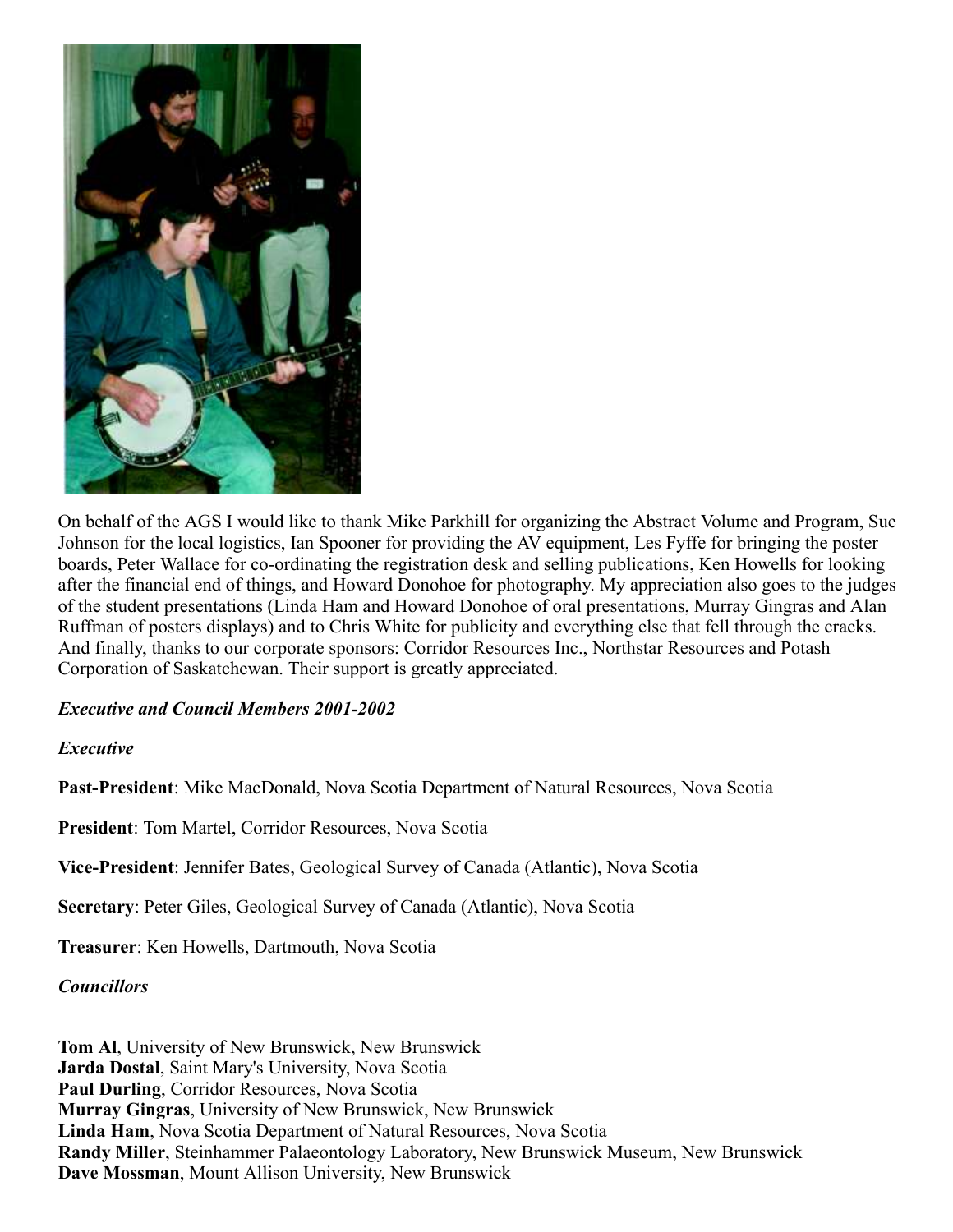On behalf of the AGS I would like to thank Mike Parkhill for organizing the Abstract Volume and Program, Sue Johnson for the local logistics, Ian Spooner for providing the AV equipment, Les Fyffe for bringing the poster boards, Peter Wallace for co-ordinating the registration desk and selling publications, Ken Howells for looking after the financial end of things, and Howard Donohoe for photography. My appreciation also goes to the judges of the student presentations (Linda Ham and Howard Donohoe of oral presentations, Murray Gingras and Alan Ruffman of posters displays) and to Chris White for publicity and everything else that fell through the cracks. And finally, thanks to our corporate sponsors: Corridor Resources Inc., Northstar Resources and Potash Corporation of Saskatchewan. Their support is greatly appreciated.

***Executive and Council Members 2001-2002***

***Executive***

**Past-President**: Mike MacDonald, Nova Scotia Department of Natural Resources, Nova Scotia

**President**: Tom Martel, Corridor Resources, Nova Scotia

**Vice-President**: Jennifer Bates, Geological Survey of Canada (Atlantic), Nova Scotia

**Secretary**: Peter Giles, Geological Survey of Canada (Atlantic), Nova Scotia

**Treasurer**: Ken Howells, Dartmouth, Nova Scotia

***Councillors***

**Tom Al**, University of New Brunswick, New Brunswick
**Jarda Dostal**, Saint Mary's University, Nova Scotia
**Paul Durling**, Corridor Resources, Nova Scotia
**Murray Gingras**, University of New Brunswick, New Brunswick
**Linda Ham**, Nova Scotia Department of Natural Resources, Nova Scotia
**Randy Miller**, Steinhammer Palaeontology Laboratory, New Brunswick Museum, New Brunswick
**Dave Mossman**, Mount Allison University, New Brunswick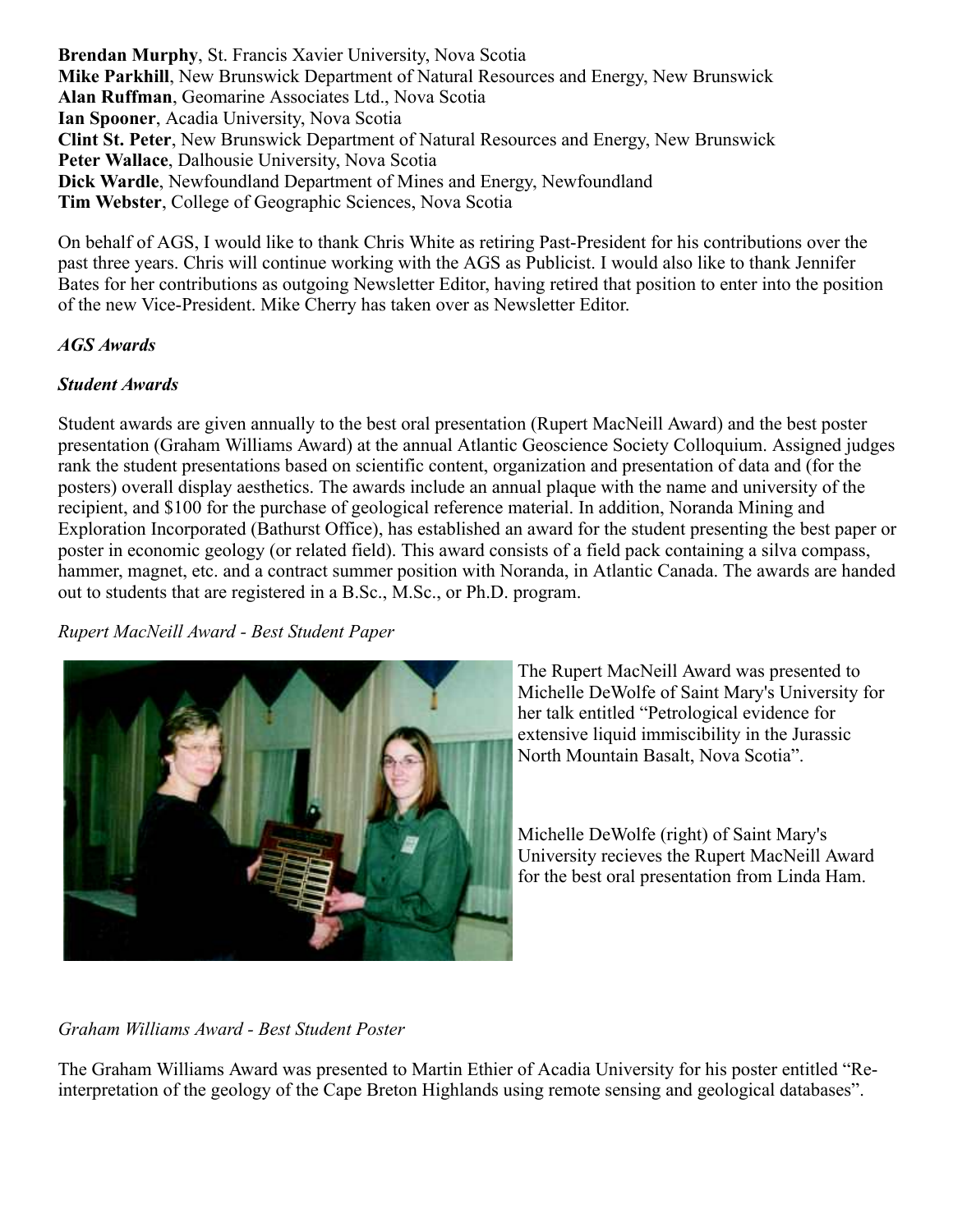**Brendan Murphy**, St. Francis Xavier University, Nova Scotia
**Mike Parkhill**, New Brunswick Department of Natural Resources and Energy, New Brunswick
**Alan Ruffman**, Geomarine Associates Ltd., Nova Scotia
**Ian Spooner**, Acadia University, Nova Scotia
**Clint St. Peter**, New Brunswick Department of Natural Resources and Energy, New Brunswick
**Peter Wallace**, Dalhousie University, Nova Scotia
**Dick Wardle**, Newfoundland Department of Mines and Energy, Newfoundland
**Tim Webster**, College of Geographic Sciences, Nova Scotia

On behalf of AGS, I would like to thank Chris White as retiring Past-President for his contributions over the past three years. Chris will continue working with the AGS as Publicist. I would also like to thank Jennifer Bates for her contributions as outgoing Newsletter Editor, having retired that position to enter into the position of the new Vice-President. Mike Cherry has taken over as Newsletter Editor.

***AGS Awards***

***Student Awards***

Student awards are given annually to the best oral presentation (Rupert MacNeill Award) and the best poster presentation (Graham Williams Award) at the annual Atlantic Geoscience Society Colloquium. Assigned judges rank the student presentations based on scientific content, organization and presentation of data and (for the posters) overall display aesthetics. The awards include an annual plaque with the name and university of the recipient, and $100 for the purchase of geological reference material. In addition, Noranda Mining and Exploration Incorporated (Bathurst Office), has established an award for the student presenting the best paper or poster in economic geology (or related field). This award consists of a field pack containing a silva compass, hammer, magnet, etc. and a contract summer position with Noranda, in Atlantic Canada. The awards are handed out to students that are registered in a B.Sc., M.Sc., or Ph.D. program.

*Rupert MacNeill Award - Best Student Paper*

The Rupert MacNeill Award was presented to Michelle DeWolfe of Saint Mary's University for her talk entitled "Petrological evidence for extensive liquid immiscibility in the Jurassic North Mountain Basalt, Nova Scotia".

Michelle DeWolfe (right) of Saint Mary's University recieves the Rupert MacNeill Award for the best oral presentation from Linda Ham.

*Graham Williams Award - Best Student Poster*

The Graham Williams Award was presented to Martin Ethier of Acadia University for his poster entitled "Re-interpretation of the geology of the Cape Breton Highlands using remote sensing and geological databases".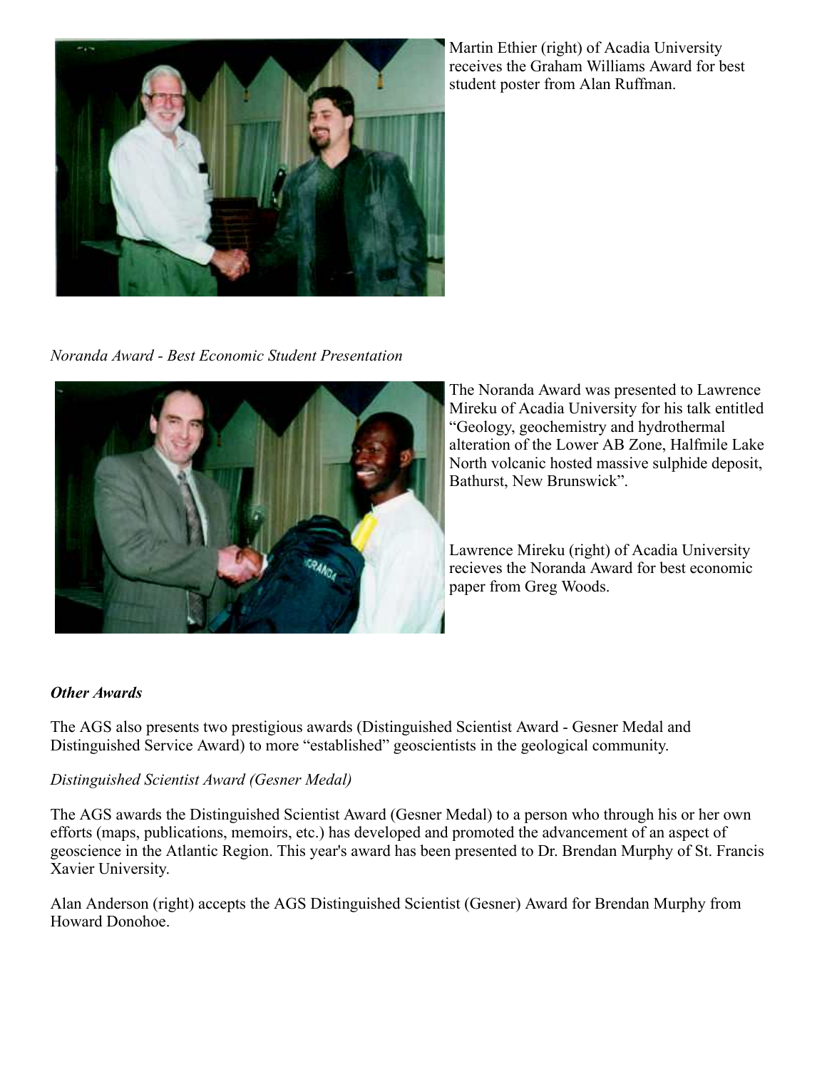Martin Ethier (right) of Acadia University receives the Graham Williams Award for best student poster from Alan Ruffman.

*Noranda Award - Best Economic Student Presentation*

The Noranda Award was presented to Lawrence Mireku of Acadia University for his talk entitled "Geology, geochemistry and hydrothermal alteration of the Lower AB Zone, Halfmile Lake North volcanic hosted massive sulphide deposit, Bathurst, New Brunswick".

Lawrence Mireku (right) of Acadia University recieves the Noranda Award for best economic paper from Greg Woods.

***Other Awards***

The AGS also presents two prestigious awards (Distinguished Scientist Award - Gesner Medal and Distinguished Service Award) to more "established" geoscientists in the geological community.

*Distinguished Scientist Award (Gesner Medal)*

The AGS awards the Distinguished Scientist Award (Gesner Medal) to a person who through his or her own efforts (maps, publications, memoirs, etc.) has developed and promoted the advancement of an aspect of geoscience in the Atlantic Region. This year's award has been presented to Dr. Brendan Murphy of St. Francis Xavier University.

Alan Anderson (right) accepts the AGS Distinguished Scientist (Gesner) Award for Brendan Murphy from Howard Donohoe.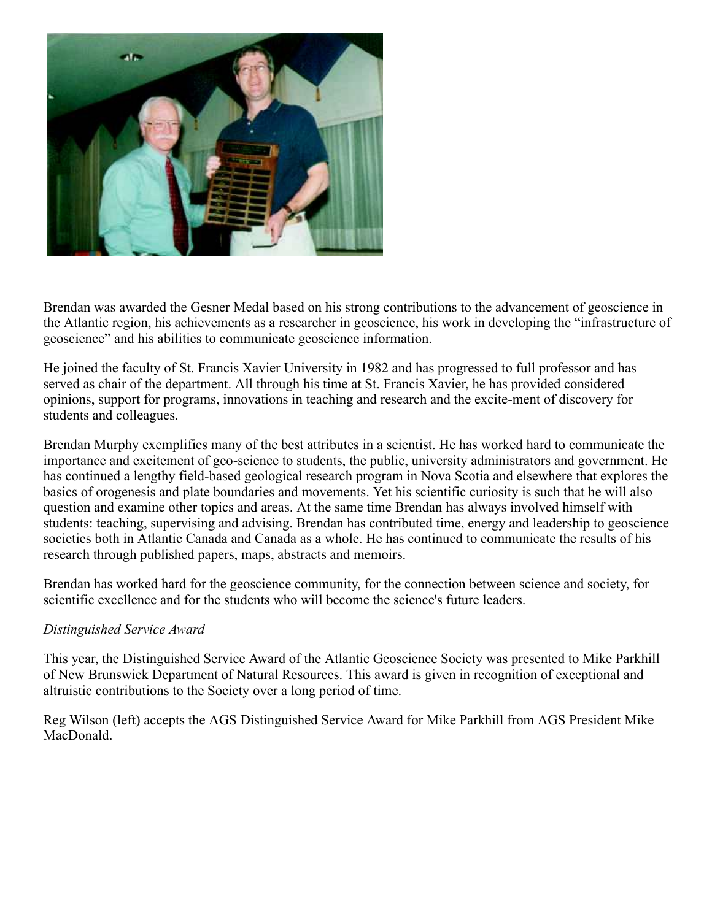Brendan was awarded the Gesner Medal based on his strong contributions to the advancement of geoscience in the Atlantic region, his achievements as a researcher in geoscience, his work in developing the "infrastructure of geoscience" and his abilities to communicate geoscience information.

He joined the faculty of St. Francis Xavier University in 1982 and has progressed to full professor and has served as chair of the department. All through his time at St. Francis Xavier, he has provided considered opinions, support for programs, innovations in teaching and research and the excite-ment of discovery for students and colleagues.

Brendan Murphy exemplifies many of the best attributes in a scientist. He has worked hard to communicate the importance and excitement of geo-science to students, the public, university administrators and government. He has continued a lengthy field-based geological research program in Nova Scotia and elsewhere that explores the basics of orogenesis and plate boundaries and movements. Yet his scientific curiosity is such that he will also question and examine other topics and areas. At the same time Brendan has always involved himself with students: teaching, supervising and advising. Brendan has contributed time, energy and leadership to geoscience societies both in Atlantic Canada and Canada as a whole. He has continued to communicate the results of his research through published papers, maps, abstracts and memoirs.

Brendan has worked hard for the geoscience community, for the connection between science and society, for scientific excellence and for the students who will become the science's future leaders.

*Distinguished Service Award*

This year, the Distinguished Service Award of the Atlantic Geoscience Society was presented to Mike Parkhill of New Brunswick Department of Natural Resources. This award is given in recognition of exceptional and altruistic contributions to the Society over a long period of time.

Reg Wilson (left) accepts the AGS Distinguished Service Award for Mike Parkhill from AGS President Mike MacDonald.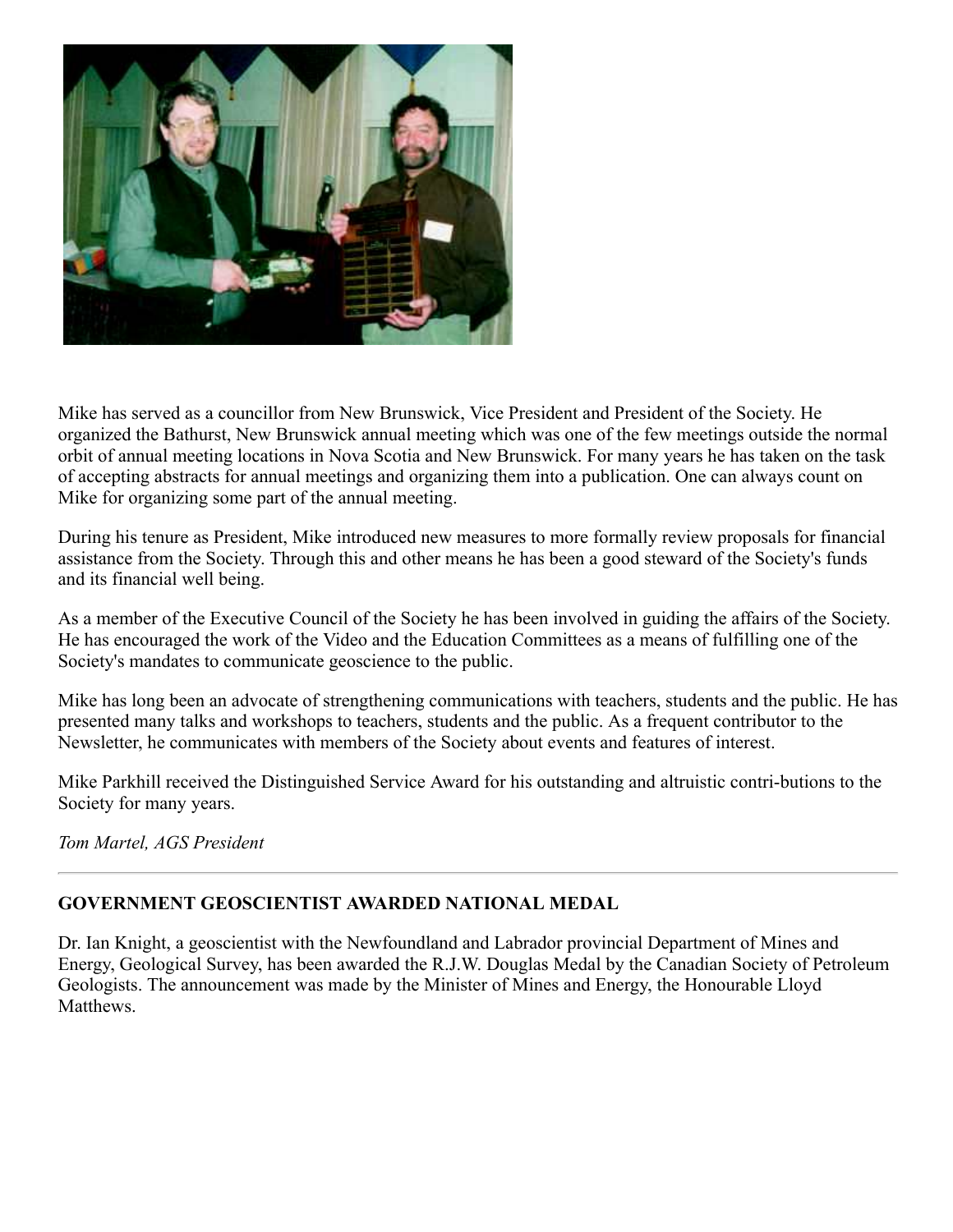Mike has served as a councillor from New Brunswick, Vice President and President of the Society. He organized the Bathurst, New Brunswick annual meeting which was one of the few meetings outside the normal orbit of annual meeting locations in Nova Scotia and New Brunswick. For many years he has taken on the task of accepting abstracts for annual meetings and organizing them into a publication. One can always count on Mike for organizing some part of the annual meeting.

During his tenure as President, Mike introduced new measures to more formally review proposals for financial assistance from the Society. Through this and other means he has been a good steward of the Society's funds and its financial well being.

As a member of the Executive Council of the Society he has been involved in guiding the affairs of the Society. He has encouraged the work of the Video and the Education Committees as a means of fulfilling one of the Society's mandates to communicate geoscience to the public.

Mike has long been an advocate of strengthening communications with teachers, students and the public. He has presented many talks and workshops to teachers, students and the public. As a frequent contributor to the Newsletter, he communicates with members of the Society about events and features of interest.

Mike Parkhill received the Distinguished Service Award for his outstanding and altruistic contri-butions to the Society for many years.

*Tom Martel, AGS President*

---

**GOVERNMENT GEOSCIENTIST AWARDED NATIONAL MEDAL**

Dr. Ian Knight, a geoscientist with the Newfoundland and Labrador provincial Department of Mines and Energy, Geological Survey, has been awarded the R.J.W. Douglas Medal by the Canadian Society of Petroleum Geologists. The announcement was made by the Minister of Mines and Energy, the Honourable Lloyd Matthews.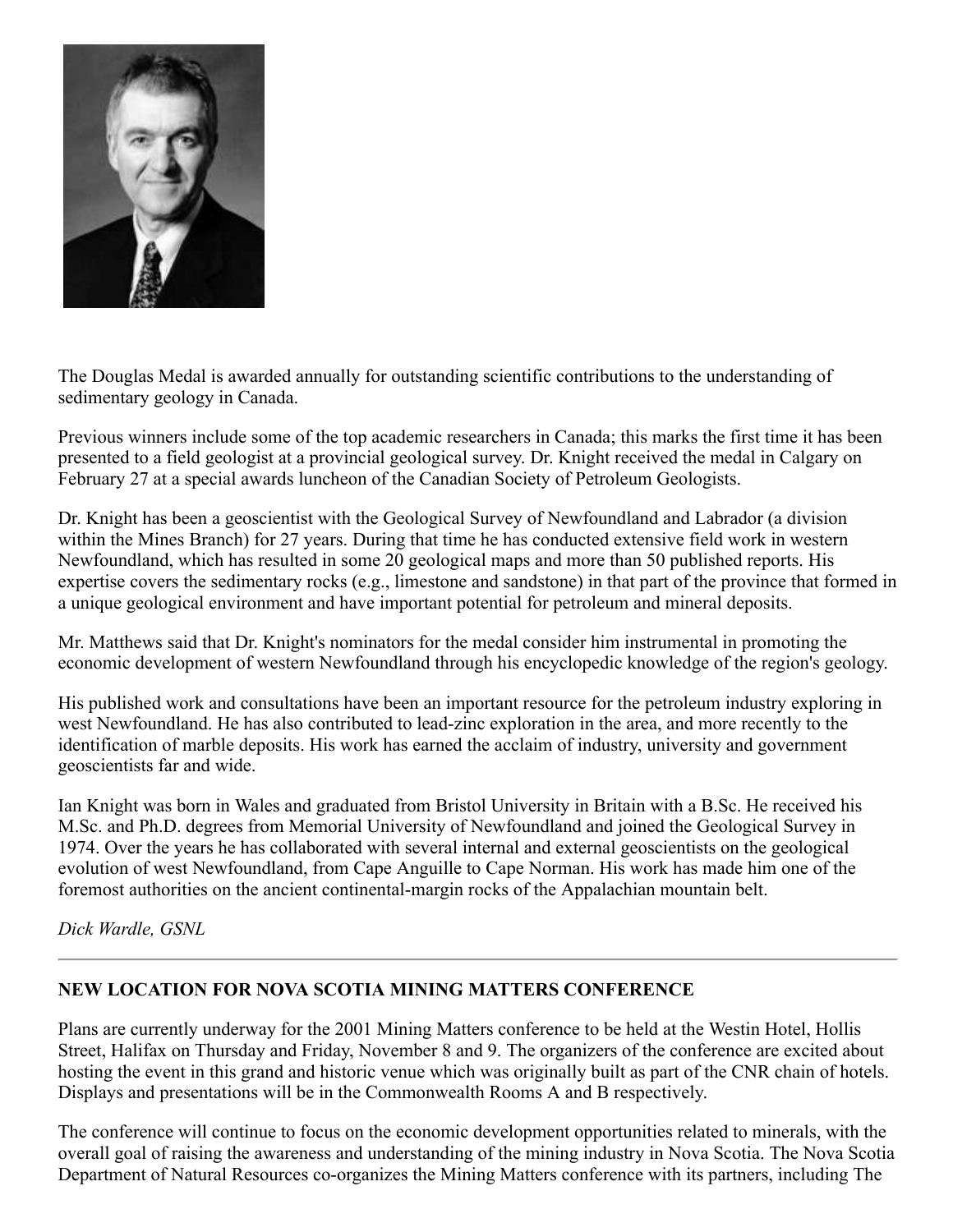The Douglas Medal is awarded annually for outstanding scientific contributions to the understanding of sedimentary geology in Canada.

Previous winners include some of the top academic researchers in Canada; this marks the first time it has been presented to a field geologist at a provincial geological survey. Dr. Knight received the medal in Calgary on February 27 at a special awards luncheon of the Canadian Society of Petroleum Geologists.

Dr. Knight has been a geoscientist with the Geological Survey of Newfoundland and Labrador (a division within the Mines Branch) for 27 years. During that time he has conducted extensive field work in western Newfoundland, which has resulted in some 20 geological maps and more than 50 published reports. His expertise covers the sedimentary rocks (e.g., limestone and sandstone) in that part of the province that formed in a unique geological environment and have important potential for petroleum and mineral deposits.

Mr. Matthews said that Dr. Knight's nominators for the medal consider him instrumental in promoting the economic development of western Newfoundland through his encyclopedic knowledge of the region's geology.

His published work and consultations have been an important resource for the petroleum industry exploring in west Newfoundland. He has also contributed to lead-zinc exploration in the area, and more recently to the identification of marble deposits. His work has earned the acclaim of industry, university and government geoscientists far and wide.

Ian Knight was born in Wales and graduated from Bristol University in Britain with a B.Sc. He received his M.Sc. and Ph.D. degrees from Memorial University of Newfoundland and joined the Geological Survey in 1974. Over the years he has collaborated with several internal and external geoscientists on the geological evolution of west Newfoundland, from Cape Anguille to Cape Norman. His work has made him one of the foremost authorities on the ancient continental-margin rocks of the Appalachian mountain belt.

*Dick Wardle, GSNL*

---

**NEW LOCATION FOR NOVA SCOTIA MINING MATTERS CONFERENCE**

Plans are currently underway for the 2001 Mining Matters conference to be held at the Westin Hotel, Hollis Street, Halifax on Thursday and Friday, November 8 and 9. The organizers of the conference are excited about hosting the event in this grand and historic venue which was originally built as part of the CNR chain of hotels. Displays and presentations will be in the Commonwealth Rooms A and B respectively.

The conference will continue to focus on the economic development opportunities related to minerals, with the overall goal of raising the awareness and understanding of the mining industry in Nova Scotia. The Nova Scotia Department of Natural Resources co-organizes the Mining Matters conference with its partners, including The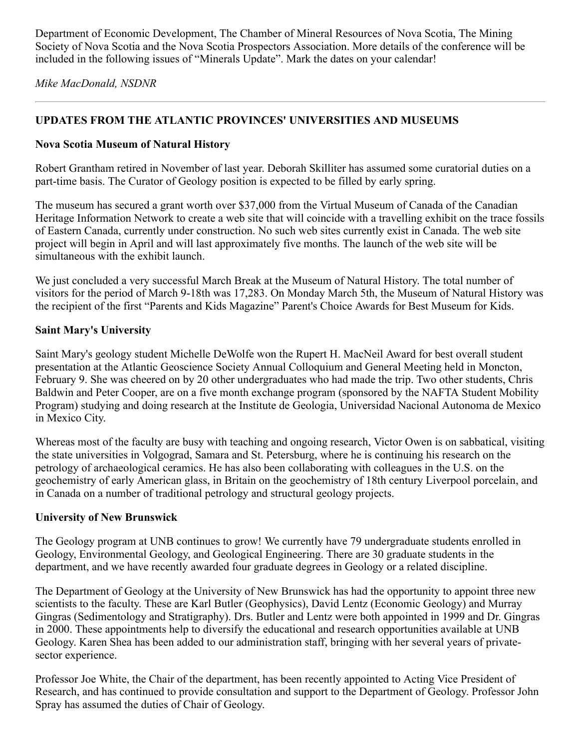Department of Economic Development, The Chamber of Mineral Resources of Nova Scotia, The Mining Society of Nova Scotia and the Nova Scotia Prospectors Association. More details of the conference will be included in the following issues of "Minerals Update". Mark the dates on your calendar!

*Mike MacDonald, NSDNR*

---

## UPDATES FROM THE ATLANTIC PROVINCES' UNIVERSITIES AND MUSEUMS

### Nova Scotia Museum of Natural History

Robert Grantham retired in November of last year. Deborah Skilliter has assumed some curatorial duties on a part-time basis. The Curator of Geology position is expected to be filled by early spring.

The museum has secured a grant worth over $37,000 from the Virtual Museum of Canada of the Canadian Heritage Information Network to create a web site that will coincide with a travelling exhibit on the trace fossils of Eastern Canada, currently under construction. No such web sites currently exist in Canada. The web site project will begin in April and will last approximately five months. The launch of the web site will be simultaneous with the exhibit launch.

We just concluded a very successful March Break at the Museum of Natural History. The total number of visitors for the period of March 9-18th was 17,283. On Monday March 5th, the Museum of Natural History was the recipient of the first "Parents and Kids Magazine" Parent's Choice Awards for Best Museum for Kids.

### Saint Mary's University

Saint Mary's geology student Michelle DeWolfe won the Rupert H. MacNeil Award for best overall student presentation at the Atlantic Geoscience Society Annual Colloquium and General Meeting held in Moncton, February 9. She was cheered on by 20 other undergraduates who had made the trip. Two other students, Chris Baldwin and Peter Cooper, are on a five month exchange program (sponsored by the NAFTA Student Mobility Program) studying and doing research at the Institute de Geologia, Universidad Nacional Autonoma de Mexico in Mexico City.

Whereas most of the faculty are busy with teaching and ongoing research, Victor Owen is on sabbatical, visiting the state universities in Volgograd, Samara and St. Petersburg, where he is continuing his research on the petrology of archaeological ceramics. He has also been collaborating with colleagues in the U.S. on the geochemistry of early American glass, in Britain on the geochemistry of 18th century Liverpool porcelain, and in Canada on a number of traditional petrology and structural geology projects.

### University of New Brunswick

The Geology program at UNB continues to grow! We currently have 79 undergraduate students enrolled in Geology, Environmental Geology, and Geological Engineering. There are 30 graduate students in the department, and we have recently awarded four graduate degrees in Geology or a related discipline.

The Department of Geology at the University of New Brunswick has had the opportunity to appoint three new scientists to the faculty. These are Karl Butler (Geophysics), David Lentz (Economic Geology) and Murray Gingras (Sedimentology and Stratigraphy). Drs. Butler and Lentz were both appointed in 1999 and Dr. Gingras in 2000. These appointments help to diversify the educational and research opportunities available at UNB Geology. Karen Shea has been added to our administration staff, bringing with her several years of private-sector experience.

Professor Joe White, the Chair of the department, has been recently appointed to Acting Vice President of Research, and has continued to provide consultation and support to the Department of Geology. Professor John Spray has assumed the duties of Chair of Geology.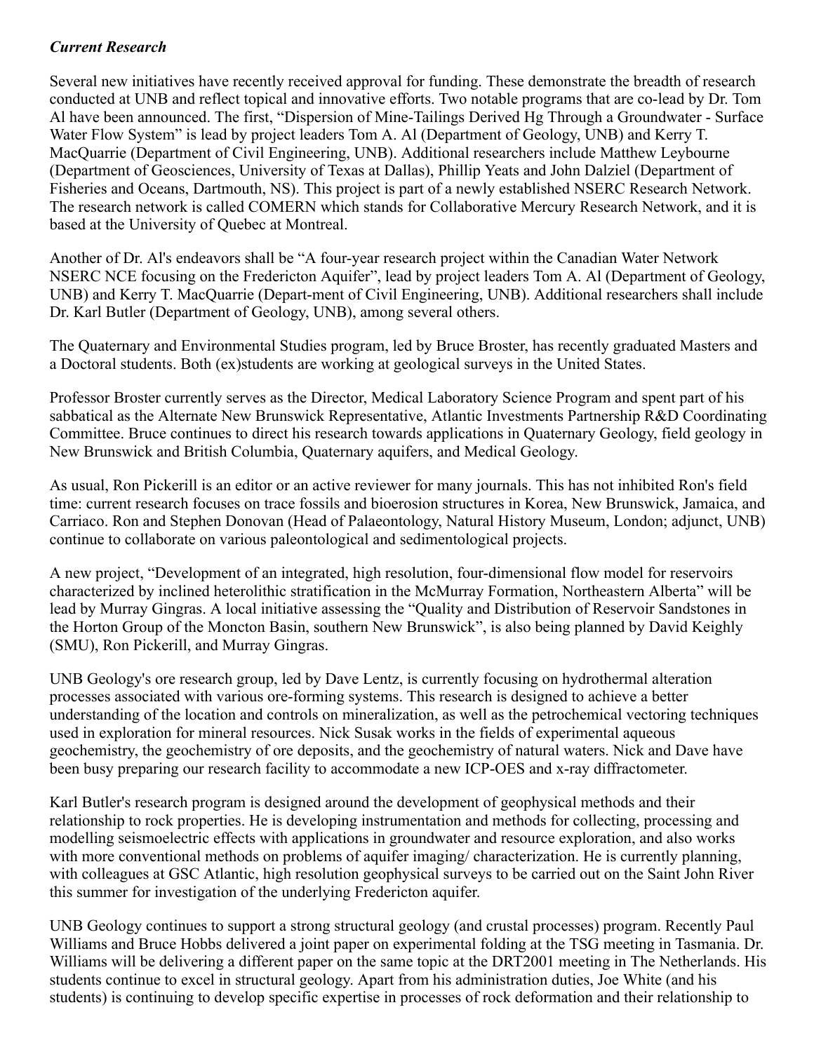***Current Research***

Several new initiatives have recently received approval for funding. These demonstrate the breadth of research conducted at UNB and reflect topical and innovative efforts. Two notable programs that are co-lead by Dr. Tom Al have been announced. The first, "Dispersion of Mine-Tailings Derived Hg Through a Groundwater - Surface Water Flow System" is lead by project leaders Tom A. Al (Department of Geology, UNB) and Kerry T. MacQuarrie (Department of Civil Engineering, UNB). Additional researchers include Matthew Leybourne (Department of Geosciences, University of Texas at Dallas), Phillip Yeats and John Dalziel (Department of Fisheries and Oceans, Dartmouth, NS). This project is part of a newly established NSERC Research Network. The research network is called COMERN which stands for Collaborative Mercury Research Network, and it is based at the University of Quebec at Montreal.

Another of Dr. Al's endeavors shall be "A four-year research project within the Canadian Water Network NSERC NCE focusing on the Fredericton Aquifer", lead by project leaders Tom A. Al (Department of Geology, UNB) and Kerry T. MacQuarrie (Depart-ment of Civil Engineering, UNB). Additional researchers shall include Dr. Karl Butler (Department of Geology, UNB), among several others.

The Quaternary and Environmental Studies program, led by Bruce Broster, has recently graduated Masters and a Doctoral students. Both (ex)students are working at geological surveys in the United States.

Professor Broster currently serves as the Director, Medical Laboratory Science Program and spent part of his sabbatical as the Alternate New Brunswick Representative, Atlantic Investments Partnership R&D Coordinating Committee. Bruce continues to direct his research towards applications in Quaternary Geology, field geology in New Brunswick and British Columbia, Quaternary aquifers, and Medical Geology.

As usual, Ron Pickerill is an editor or an active reviewer for many journals. This has not inhibited Ron's field time: current research focuses on trace fossils and bioerosion structures in Korea, New Brunswick, Jamaica, and Carriaco. Ron and Stephen Donovan (Head of Palaeontology, Natural History Museum, London; adjunct, UNB) continue to collaborate on various paleontological and sedimentological projects.

A new project, "Development of an integrated, high resolution, four-dimensional flow model for reservoirs characterized by inclined heterolithic stratification in the McMurray Formation, Northeastern Alberta" will be lead by Murray Gingras. A local initiative assessing the "Quality and Distribution of Reservoir Sandstones in the Horton Group of the Moncton Basin, southern New Brunswick", is also being planned by David Keighly (SMU), Ron Pickerill, and Murray Gingras.

UNB Geology's ore research group, led by Dave Lentz, is currently focusing on hydrothermal alteration processes associated with various ore-forming systems. This research is designed to achieve a better understanding of the location and controls on mineralization, as well as the petrochemical vectoring techniques used in exploration for mineral resources. Nick Susak works in the fields of experimental aqueous geochemistry, the geochemistry of ore deposits, and the geochemistry of natural waters. Nick and Dave have been busy preparing our research facility to accommodate a new ICP-OES and x-ray diffractometer.

Karl Butler's research program is designed around the development of geophysical methods and their relationship to rock properties. He is developing instrumentation and methods for collecting, processing and modelling seismoelectric effects with applications in groundwater and resource exploration, and also works with more conventional methods on problems of aquifer imaging/ characterization. He is currently planning, with colleagues at GSC Atlantic, high resolution geophysical surveys to be carried out on the Saint John River this summer for investigation of the underlying Fredericton aquifer.

UNB Geology continues to support a strong structural geology (and crustal processes) program. Recently Paul Williams and Bruce Hobbs delivered a joint paper on experimental folding at the TSG meeting in Tasmania. Dr. Williams will be delivering a different paper on the same topic at the DRT2001 meeting in The Netherlands. His students continue to excel in structural geology. Apart from his administration duties, Joe White (and his students) is continuing to develop specific expertise in processes of rock deformation and their relationship to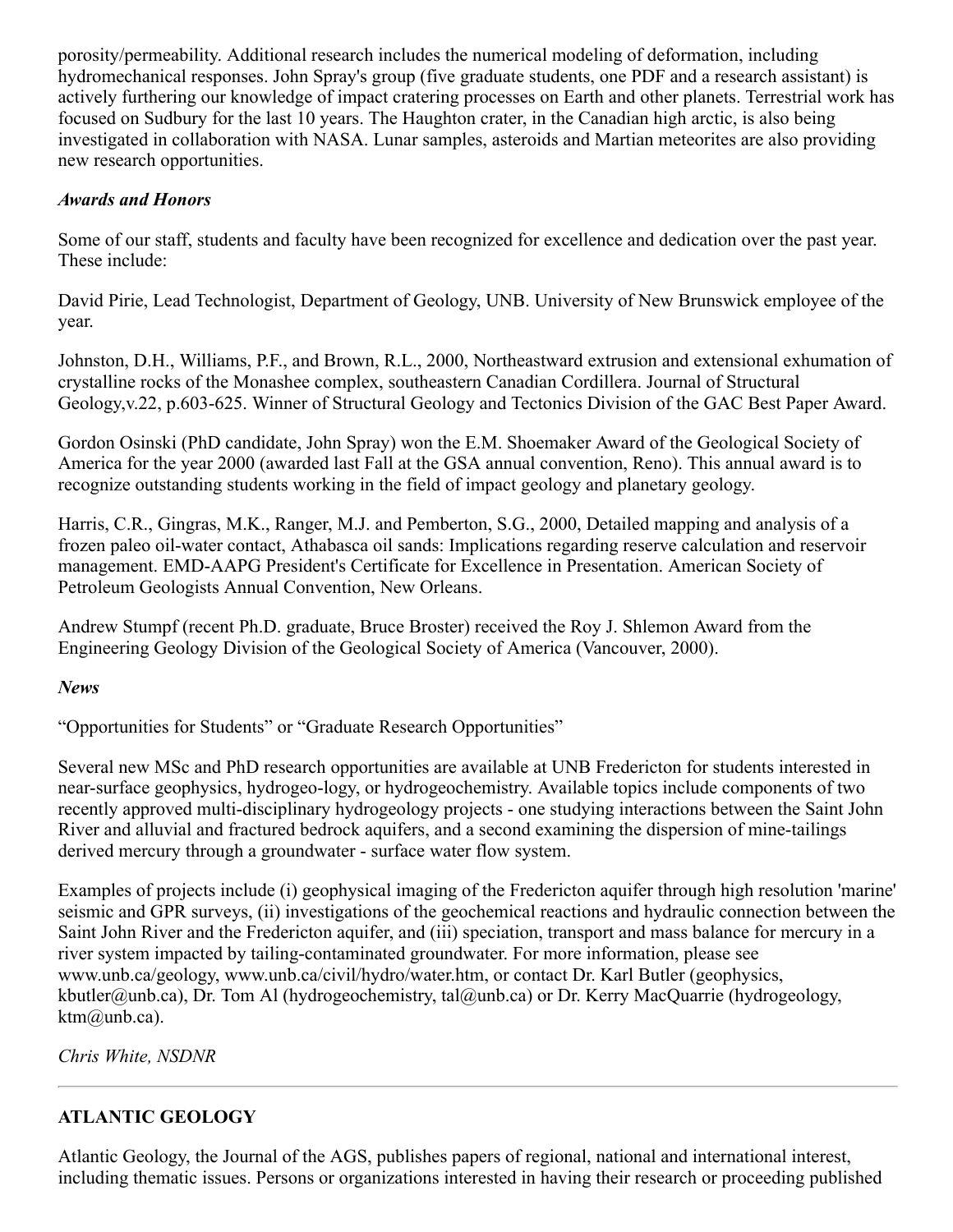porosity/permeability. Additional research includes the numerical modeling of deformation, including hydromechanical responses. John Spray's group (five graduate students, one PDF and a research assistant) is actively furthering our knowledge of impact cratering processes on Earth and other planets. Terrestrial work has focused on Sudbury for the last 10 years. The Haughton crater, in the Canadian high arctic, is also being investigated in collaboration with NASA. Lunar samples, asteroids and Martian meteorites are also providing new research opportunities.

***Awards and Honors***

Some of our staff, students and faculty have been recognized for excellence and dedication over the past year. These include:

David Pirie, Lead Technologist, Department of Geology, UNB. University of New Brunswick employee of the year.

Johnston, D.H., Williams, P.F., and Brown, R.L., 2000, Northeastward extrusion and extensional exhumation of crystalline rocks of the Monashee complex, southeastern Canadian Cordillera. Journal of Structural Geology,v.22, p.603-625. Winner of Structural Geology and Tectonics Division of the GAC Best Paper Award.

Gordon Osinski (PhD candidate, John Spray) won the E.M. Shoemaker Award of the Geological Society of America for the year 2000 (awarded last Fall at the GSA annual convention, Reno). This annual award is to recognize outstanding students working in the field of impact geology and planetary geology.

Harris, C.R., Gingras, M.K., Ranger, M.J. and Pemberton, S.G., 2000, Detailed mapping and analysis of a frozen paleo oil-water contact, Athabasca oil sands: Implications regarding reserve calculation and reservoir management. EMD-AAPG President's Certificate for Excellence in Presentation. American Society of Petroleum Geologists Annual Convention, New Orleans.

Andrew Stumpf (recent Ph.D. graduate, Bruce Broster) received the Roy J. Shlemon Award from the Engineering Geology Division of the Geological Society of America (Vancouver, 2000).

***News***

“Opportunities for Students” or “Graduate Research Opportunities”

Several new MSc and PhD research opportunities are available at UNB Fredericton for students interested in near-surface geophysics, hydrogeo-logy, or hydrogeochemistry. Available topics include components of two recently approved multi-disciplinary hydrogeology projects - one studying interactions between the Saint John River and alluvial and fractured bedrock aquifers, and a second examining the dispersion of mine-tailings derived mercury through a groundwater - surface water flow system.

Examples of projects include (i) geophysical imaging of the Fredericton aquifer through high resolution 'marine' seismic and GPR surveys, (ii) investigations of the geochemical reactions and hydraulic connection between the Saint John River and the Fredericton aquifer, and (iii) speciation, transport and mass balance for mercury in a river system impacted by tailing-contaminated groundwater. For more information, please see www.unb.ca/geology, www.unb.ca/civil/hydro/water.htm, or contact Dr. Karl Butler (geophysics, kbutler@unb.ca), Dr. Tom Al (hydrogeochemistry, tal@unb.ca) or Dr. Kerry MacQuarrie (hydrogeology, ktm@unb.ca).

*Chris White, NSDNR*

---

**ATLANTIC GEOLOGY**

Atlantic Geology, the Journal of the AGS, publishes papers of regional, national and international interest, including thematic issues. Persons or organizations interested in having their research or proceeding published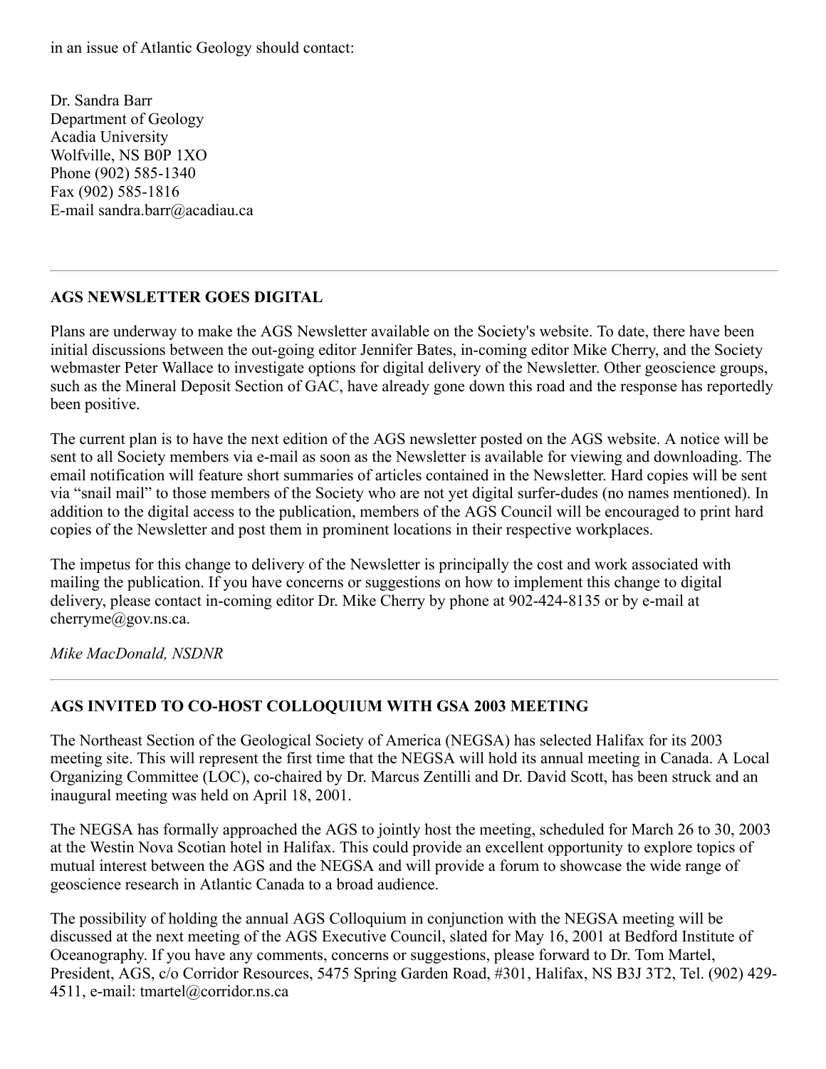in an issue of Atlantic Geology should contact:

Dr. Sandra Barr  
Department of Geology  
Acadia University  
Wolfville, NS B0P 1XO  
Phone (902) 585-1340  
Fax (902) 585-1816  
E-mail sandra.barr@acadiau.ca

---

### AGS NEWSLETTER GOES DIGITAL

Plans are underway to make the AGS Newsletter available on the Society's website. To date, there have been initial discussions between the out-going editor Jennifer Bates, in-coming editor Mike Cherry, and the Society webmaster Peter Wallace to investigate options for digital delivery of the Newsletter. Other geoscience groups, such as the Mineral Deposit Section of GAC, have already gone down this road and the response has reportedly been positive.

The current plan is to have the next edition of the AGS newsletter posted on the AGS website. A notice will be sent to all Society members via e-mail as soon as the Newsletter is available for viewing and downloading. The email notification will feature short summaries of articles contained in the Newsletter. Hard copies will be sent via "snail mail" to those members of the Society who are not yet digital surfer-dudes (no names mentioned). In addition to the digital access to the publication, members of the AGS Council will be encouraged to print hard copies of the Newsletter and post them in prominent locations in their respective workplaces.

The impetus for this change to delivery of the Newsletter is principally the cost and work associated with mailing the publication. If you have concerns or suggestions on how to implement this change to digital delivery, please contact in-coming editor Dr. Mike Cherry by phone at 902-424-8135 or by e-mail at cherryme@gov.ns.ca.

*Mike MacDonald, NSDNR*

---

### AGS INVITED TO CO-HOST COLLOQUIUM WITH GSA 2003 MEETING

The Northeast Section of the Geological Society of America (NEGSA) has selected Halifax for its 2003 meeting site. This will represent the first time that the NEGSA will hold its annual meeting in Canada. A Local Organizing Committee (LOC), co-chaired by Dr. Marcus Zentilli and Dr. David Scott, has been struck and an inaugural meeting was held on April 18, 2001.

The NEGSA has formally approached the AGS to jointly host the meeting, scheduled for March 26 to 30, 2003 at the Westin Nova Scotian hotel in Halifax. This could provide an excellent opportunity to explore topics of mutual interest between the AGS and the NEGSA and will provide a forum to showcase the wide range of geoscience research in Atlantic Canada to a broad audience.

The possibility of holding the annual AGS Colloquium in conjunction with the NEGSA meeting will be discussed at the next meeting of the AGS Executive Council, slated for May 16, 2001 at Bedford Institute of Oceanography. If you have any comments, concerns or suggestions, please forward to Dr. Tom Martel, President, AGS, c/o Corridor Resources, 5475 Spring Garden Road, #301, Halifax, NS B3J 3T2, Tel. (902) 429-4511, e-mail: tmartel@corridor.ns.ca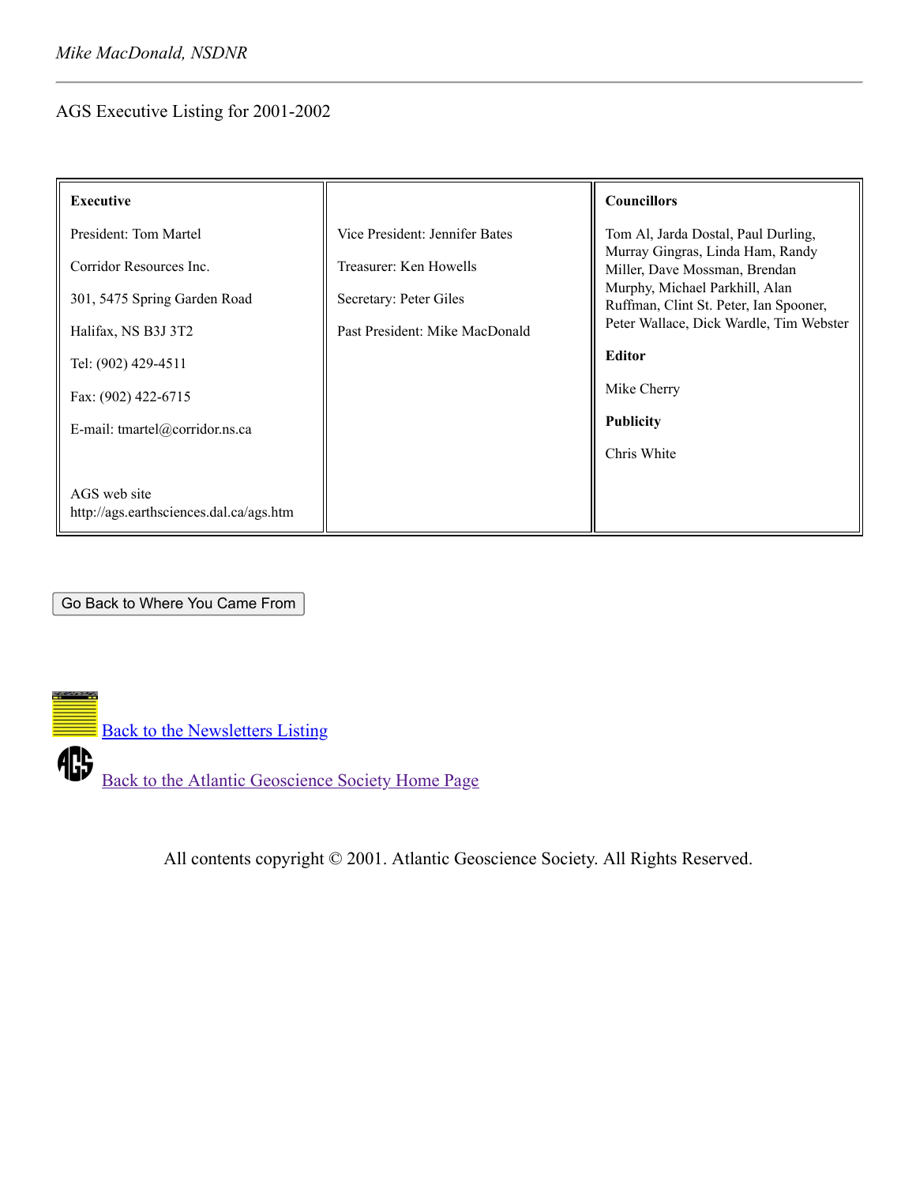*Mike MacDonald, NSDNR*

---

AGS Executive Listing for 2001-2002

| | | |
|---|---|---|
| **Executive**<br><br>President: Tom Martel<br><br>Corridor Resources Inc.<br><br>301, 5475 Spring Garden Road<br><br>Halifax, NS B3J 3T2<br><br>Tel: (902) 429-4511<br><br>Fax: (902) 422-6715<br><br>E-mail: tmartel@corridor.ns.ca<br><br>AGS web site http://ags.earthsciences.dal.ca/ags.htm | Vice President: Jennifer Bates<br><br>Treasurer: Ken Howells<br><br>Secretary: Peter Giles<br><br>Past President: Mike MacDonald | **Councillors**<br><br>Tom Al, Jarda Dostal, Paul Durling, Murray Gingras, Linda Ham, Randy Miller, Dave Mossman, Brendan Murphy, Michael Parkhill, Alan Ruffman, Clint St. Peter, Ian Spooner, Peter Wallace, Dick Wardle, Tim Webster<br><br>**Editor**<br><br>Mike Cherry<br><br>**Publicity**<br><br>Chris White |

Go Back to Where You Came From

Back to the Newsletters Listing

Back to the Atlantic Geoscience Society Home Page

All contents copyright © 2001. Atlantic Geoscience Society. All Rights Reserved.